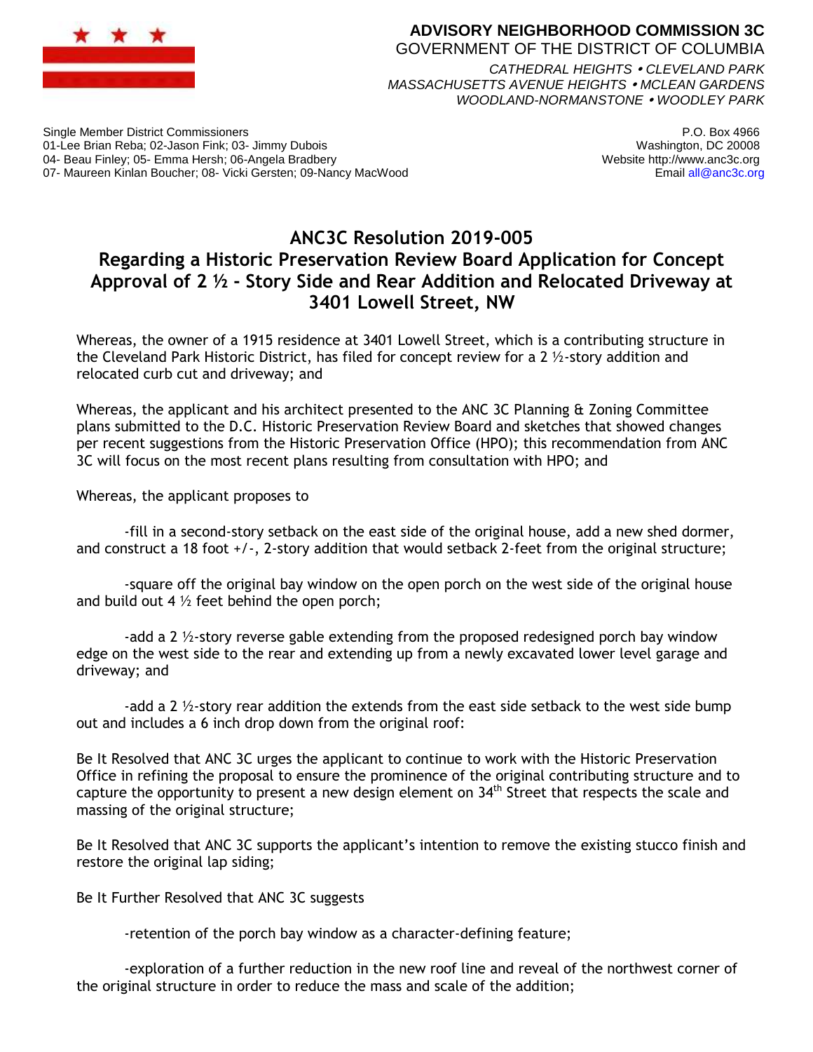**ADVISORY NEIGHBORHOOD COMMISSION 3C**
GOVERNMENT OF THE DISTRICT OF COLUMBIA

*CATHEDRAL HEIGHTS • CLEVELAND PARK*
*MASSACHUSETTS AVENUE HEIGHTS • MCLEAN GARDENS*
*WOODLAND-NORMANSTONE • WOODLEY PARK*

Single Member District Commissioners
01-Lee Brian Reba; 02-Jason Fink; 03- Jimmy Dubois
04- Beau Finley; 05- Emma Hersh; 06-Angela Bradbery
07- Maureen Kinlan Boucher; 08- Vicki Gersten; 09-Nancy MacWood

P.O. Box 4966
Washington, DC 20008
Website http://www.anc3c.org
Email all@anc3c.org

# ANC3C Resolution 2019-005
## Regarding a Historic Preservation Review Board Application for Concept Approval of 2 ½ - Story Side and Rear Addition and Relocated Driveway at 3401 Lowell Street, NW

Whereas, the owner of a 1915 residence at 3401 Lowell Street, which is a contributing structure in the Cleveland Park Historic District, has filed for concept review for a 2 ½-story addition and relocated curb cut and driveway; and

Whereas, the applicant and his architect presented to the ANC 3C Planning & Zoning Committee plans submitted to the D.C. Historic Preservation Review Board and sketches that showed changes per recent suggestions from the Historic Preservation Office (HPO); this recommendation from ANC 3C will focus on the most recent plans resulting from consultation with HPO; and

Whereas, the applicant proposes to

-fill in a second-story setback on the east side of the original house, add a new shed dormer, and construct a 18 foot +/-, 2-story addition that would setback 2-feet from the original structure;

-square off the original bay window on the open porch on the west side of the original house and build out 4 ½ feet behind the open porch;

-add a 2 ½-story reverse gable extending from the proposed redesigned porch bay window edge on the west side to the rear and extending up from a newly excavated lower level garage and driveway; and

-add a 2 ½-story rear addition the extends from the east side setback to the west side bump out and includes a 6 inch drop down from the original roof:

Be It Resolved that ANC 3C urges the applicant to continue to work with the Historic Preservation Office in refining the proposal to ensure the prominence of the original contributing structure and to capture the opportunity to present a new design element on 34th Street that respects the scale and massing of the original structure;

Be It Resolved that ANC 3C supports the applicant's intention to remove the existing stucco finish and restore the original lap siding;

Be It Further Resolved that ANC 3C suggests

-retention of the porch bay window as a character-defining feature;

-exploration of a further reduction in the new roof line and reveal of the northwest corner of the original structure in order to reduce the mass and scale of the addition;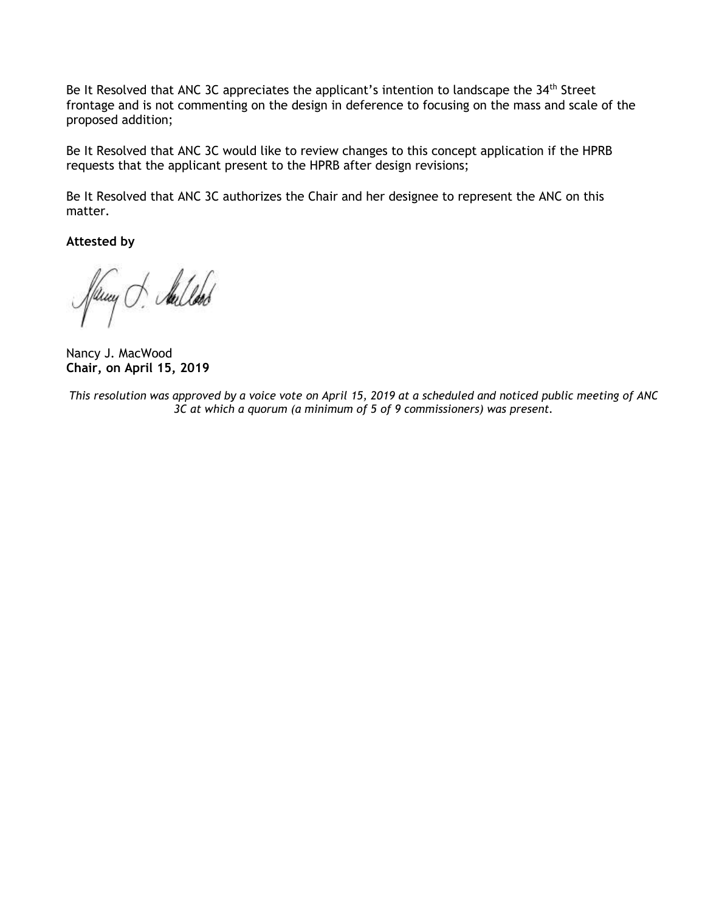Be It Resolved that ANC 3C appreciates the applicant's intention to landscape the 34th Street frontage and is not commenting on the design in deference to focusing on the mass and scale of the proposed addition;

Be It Resolved that ANC 3C would like to review changes to this concept application if the HPRB requests that the applicant present to the HPRB after design revisions;

Be It Resolved that ANC 3C authorizes the Chair and her designee to represent the ANC on this matter.

**Attested by**

Nancy J. MacWood
**Chair, on April 15, 2019**

*This resolution was approved by a voice vote on April 15, 2019 at a scheduled and noticed public meeting of ANC 3C at which a quorum (a minimum of 5 of 9 commissioners) was present.*